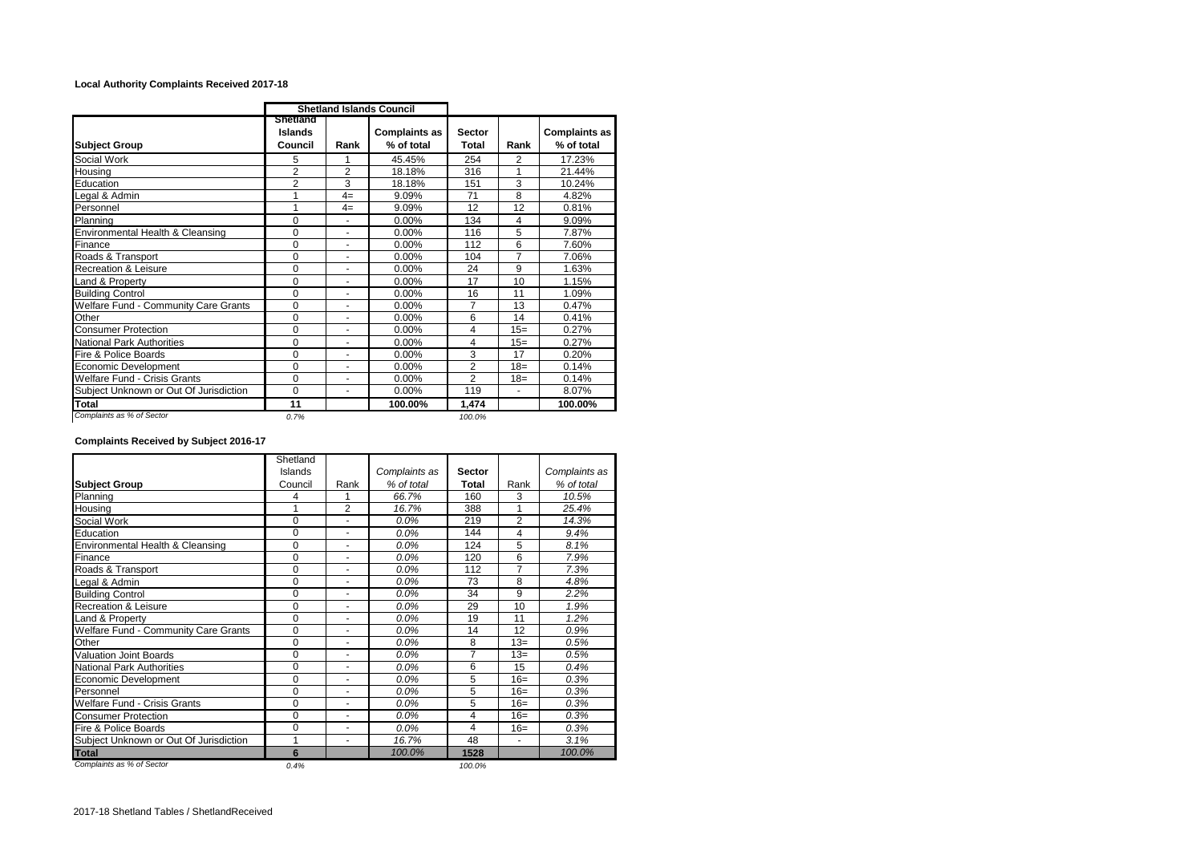**Local Authority Complaints Received 2017-18**

| | Shetland Islands Council | | | | | |
|---|---|---|---|---|---|---|
| **Subject Group** | **Shetland Islands Council** | **Rank** | **Complaints as % of total** | **Sector Total** | **Rank** | **Complaints as % of total** |
| Social Work | 5 | 1 | 45.45% | 254 | 2 | 17.23% |
| Housing | 2 | 2 | 18.18% | 316 | 1 | 21.44% |
| Education | 2 | 3 | 18.18% | 151 | 3 | 10.24% |
| Legal & Admin | 1 | 4= | 9.09% | 71 | 8 | 4.82% |
| Personnel | 1 | 4= | 9.09% | 12 | 12 | 0.81% |
| Planning | 0 | - | 0.00% | 134 | 4 | 9.09% |
| Environmental Health & Cleansing | 0 | - | 0.00% | 116 | 5 | 7.87% |
| Finance | 0 | - | 0.00% | 112 | 6 | 7.60% |
| Roads & Transport | 0 | - | 0.00% | 104 | 7 | 7.06% |
| Recreation & Leisure | 0 | - | 0.00% | 24 | 9 | 1.63% |
| Land & Property | 0 | - | 0.00% | 17 | 10 | 1.15% |
| Building Control | 0 | - | 0.00% | 16 | 11 | 1.09% |
| Welfare Fund - Community Care Grants | 0 | - | 0.00% | 7 | 13 | 0.47% |
| Other | 0 | - | 0.00% | 6 | 14 | 0.41% |
| Consumer Protection | 0 | - | 0.00% | 4 | 15= | 0.27% |
| National Park Authorities | 0 | - | 0.00% | 4 | 15= | 0.27% |
| Fire & Police Boards | 0 | - | 0.00% | 3 | 17 | 0.20% |
| Economic Development | 0 | - | 0.00% | 2 | 18= | 0.14% |
| Welfare Fund - Crisis Grants | 0 | - | 0.00% | 2 | 18= | 0.14% |
| Subject Unknown or Out Of Jurisdiction | 0 | - | 0.00% | 119 | - | 8.07% |
| **Total** | **11** | | **100.00%** | **1,474** | | **100.00%** |
| *Complaints as % of Sector* | *0.7%* | | | *100.0%* | | |

**Complaints Received by Subject 2016-17**

| **Subject Group** | Shetland Islands Council | Rank | *Complaints as % of total* | **Sector Total** | Rank | *Complaints as % of total* |
|---|---|---|---|---|---|---|
| Planning | 4 | 1 | *66.7%* | 160 | 3 | *10.5%* |
| Housing | 1 | 2 | *16.7%* | 388 | 1 | *25.4%* |
| Social Work | 0 | - | *0.0%* | 219 | 2 | *14.3%* |
| Education | 0 | - | *0.0%* | 144 | 4 | *9.4%* |
| Environmental Health & Cleansing | 0 | - | *0.0%* | 124 | 5 | *8.1%* |
| Finance | 0 | - | *0.0%* | 120 | 6 | *7.9%* |
| Roads & Transport | 0 | - | *0.0%* | 112 | 7 | *7.3%* |
| Legal & Admin | 0 | - | *0.0%* | 73 | 8 | *4.8%* |
| Building Control | 0 | - | *0.0%* | 34 | 9 | *2.2%* |
| Recreation & Leisure | 0 | - | *0.0%* | 29 | 10 | *1.9%* |
| Land & Property | 0 | - | *0.0%* | 19 | 11 | *1.2%* |
| Welfare Fund - Community Care Grants | 0 | - | *0.0%* | 14 | 12 | *0.9%* |
| Other | 0 | - | *0.0%* | 8 | 13= | *0.5%* |
| Valuation Joint Boards | 0 | - | *0.0%* | 7 | 13= | *0.5%* |
| National Park Authorities | 0 | - | *0.0%* | 6 | 15 | *0.4%* |
| Economic Development | 0 | - | *0.0%* | 5 | 16= | *0.3%* |
| Personnel | 0 | - | *0.0%* | 5 | 16= | *0.3%* |
| Welfare Fund - Crisis Grants | 0 | - | *0.0%* | 5 | 16= | *0.3%* |
| Consumer Protection | 0 | - | *0.0%* | 4 | 16= | *0.3%* |
| Fire & Police Boards | 0 | - | *0.0%* | 4 | 16= | *0.3%* |
| Subject Unknown or Out Of Jurisdiction | 1 | - | *16.7%* | 48 | - | *3.1%* |
| **Total** | **6** | | *100.0%* | **1528** | | *100.0%* |
| *Complaints as % of Sector* | *0.4%* | | | *100.0%* | | |

2017-18 Shetland Tables / ShetlandReceived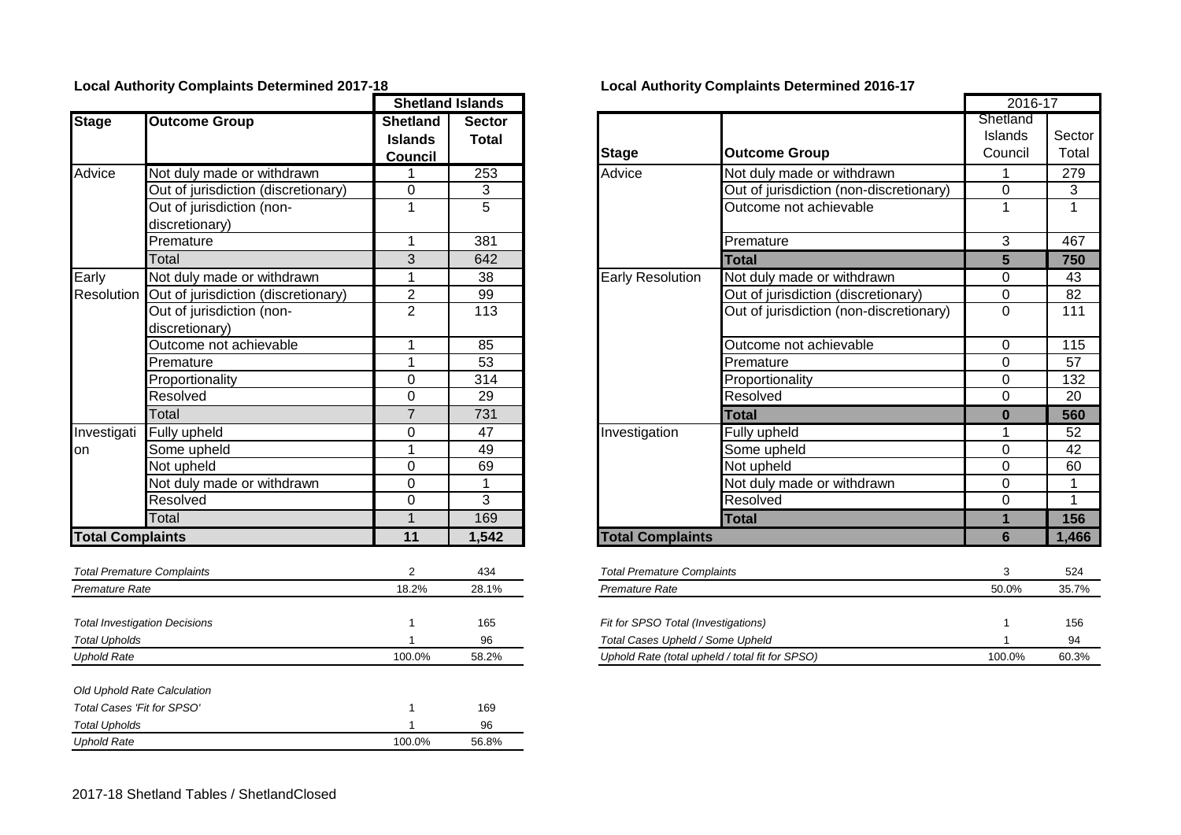**Local Authority Complaints Determined 2017-18**

| | | Shetland Islands | |
|---|---|---|---|
| **Stage** | **Outcome Group** | **Shetland Islands Council** | **Sector Total** |
| Advice | Not duly made or withdrawn | 1 | 253 |
| | Out of jurisdiction (discretionary) | 0 | 3 |
| | Out of jurisdiction (non-discretionary) | 1 | 5 |
| | Premature | 1 | 381 |
| | Total | 3 | 642 |
| Early Resolution | Not duly made or withdrawn | 1 | 38 |
| | Out of jurisdiction (discretionary) | 2 | 99 |
| | Out of jurisdiction (non-discretionary) | 2 | 113 |
| | Outcome not achievable | 1 | 85 |
| | Premature | 1 | 53 |
| | Proportionality | 0 | 314 |
| | Resolved | 0 | 29 |
| | Total | 7 | 731 |
| Investigation | Fully upheld | 0 | 47 |
| | Some upheld | 1 | 49 |
| | Not upheld | 0 | 69 |
| | Not duly made or withdrawn | 0 | 1 |
| | Resolved | 0 | 3 |
| | Total | 1 | 169 |
| **Total Complaints** | | **11** | **1,542** |

| | | |
|---|---|---|
| *Total Premature Complaints* | 2 | 434 |
| *Premature Rate* | 18.2% | 28.1% |
| *Total Investigation Decisions* | 1 | 165 |
| *Total Upholds* | 1 | 96 |
| *Uphold Rate* | 100.0% | 58.2% |
| *Old Uphold Rate Calculation* | | |
| *Total Cases 'Fit for SPSO'* | 1 | 169 |
| *Total Upholds* | 1 | 96 |
| *Uphold Rate* | 100.0% | 56.8% |

**Local Authority Complaints Determined 2016-17**

| | | 2016-17 | |
|---|---|---|---|
| **Stage** | **Outcome Group** | Shetland Islands Council | Sector Total |
| Advice | Not duly made or withdrawn | 1 | 279 |
| | Out of jurisdiction (non-discretionary) | 0 | 3 |
| | Outcome not achievable | 1 | 1 |
| | Premature | 3 | 467 |
| | **Total** | **5** | **750** |
| Early Resolution | Not duly made or withdrawn | 0 | 43 |
| | Out of jurisdiction (discretionary) | 0 | 82 |
| | Out of jurisdiction (non-discretionary) | 0 | 111 |
| | Outcome not achievable | 0 | 115 |
| | Premature | 0 | 57 |
| | Proportionality | 0 | 132 |
| | Resolved | 0 | 20 |
| | **Total** | **0** | **560** |
| Investigation | Fully upheld | 1 | 52 |
| | Some upheld | 0 | 42 |
| | Not upheld | 0 | 60 |
| | Not duly made or withdrawn | 0 | 1 |
| | Resolved | 0 | 1 |
| | **Total** | **1** | **156** |
| **Total Complaints** | | **6** | **1,466** |

| | | |
|---|---|---|
| *Total Premature Complaints* | 3 | 524 |
| *Premature Rate* | 50.0% | 35.7% |
| *Fit for SPSO Total (Investigations)* | 1 | 156 |
| *Total Cases Upheld / Some Upheld* | 1 | 94 |
| *Uphold Rate (total upheld / total fit for SPSO)* | 100.0% | 60.3% |

2017-18 Shetland Tables / ShetlandClosed